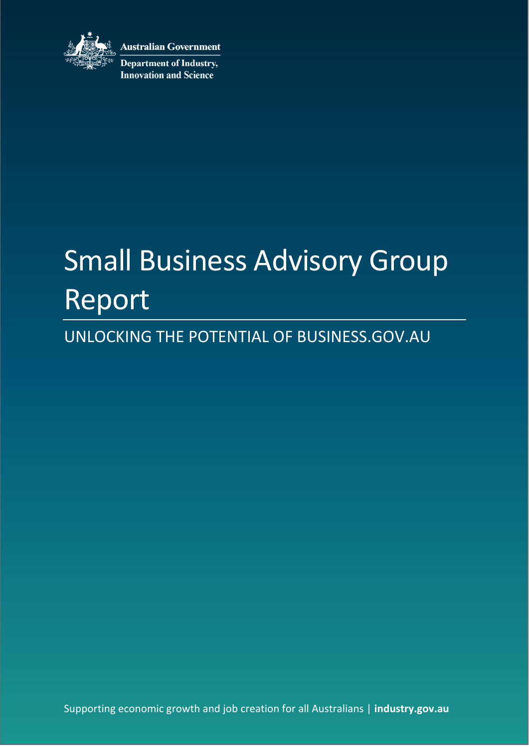Australian Government

Department of Industry, Innovation and Science

# Small Business Advisory Group Report

## UNLOCKING THE POTENTIAL OF BUSINESS.GOV.AU

Supporting economic growth and job creation for all Australians | **industry.gov.au**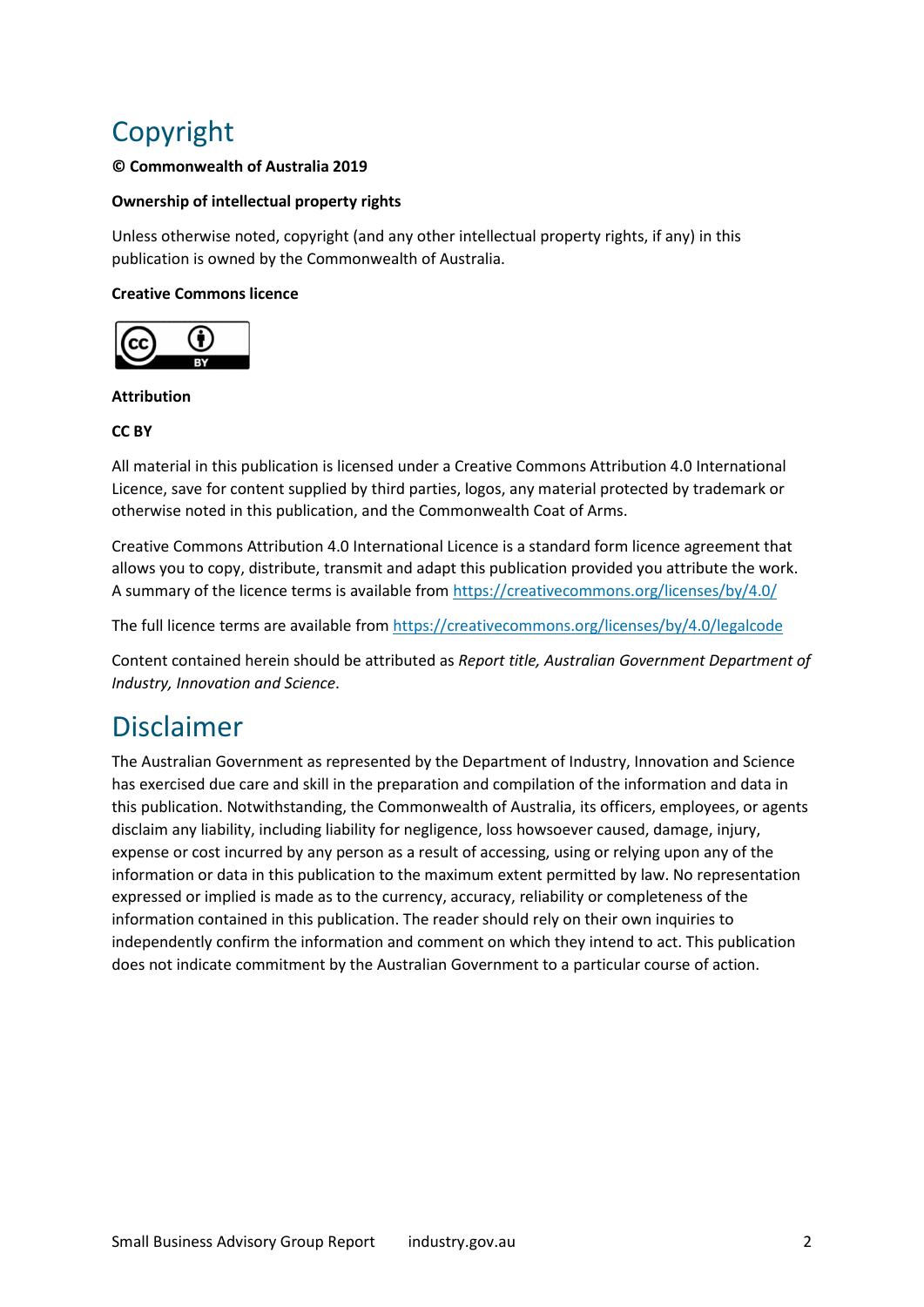# Copyright

**© Commonwealth of Australia 2019**

**Ownership of intellectual property rights**

Unless otherwise noted, copyright (and any other intellectual property rights, if any) in this publication is owned by the Commonwealth of Australia.

**Creative Commons licence**

**Attribution**

**CC BY**

All material in this publication is licensed under a Creative Commons Attribution 4.0 International Licence, save for content supplied by third parties, logos, any material protected by trademark or otherwise noted in this publication, and the Commonwealth Coat of Arms.

Creative Commons Attribution 4.0 International Licence is a standard form licence agreement that allows you to copy, distribute, transmit and adapt this publication provided you attribute the work. A summary of the licence terms is available from https://creativecommons.org/licenses/by/4.0/

The full licence terms are available from https://creativecommons.org/licenses/by/4.0/legalcode

Content contained herein should be attributed as *Report title, Australian Government Department of Industry, Innovation and Science*.

# Disclaimer

The Australian Government as represented by the Department of Industry, Innovation and Science has exercised due care and skill in the preparation and compilation of the information and data in this publication. Notwithstanding, the Commonwealth of Australia, its officers, employees, or agents disclaim any liability, including liability for negligence, loss howsoever caused, damage, injury, expense or cost incurred by any person as a result of accessing, using or relying upon any of the information or data in this publication to the maximum extent permitted by law. No representation expressed or implied is made as to the currency, accuracy, reliability or completeness of the information contained in this publication. The reader should rely on their own inquiries to independently confirm the information and comment on which they intend to act. This publication does not indicate commitment by the Australian Government to a particular course of action.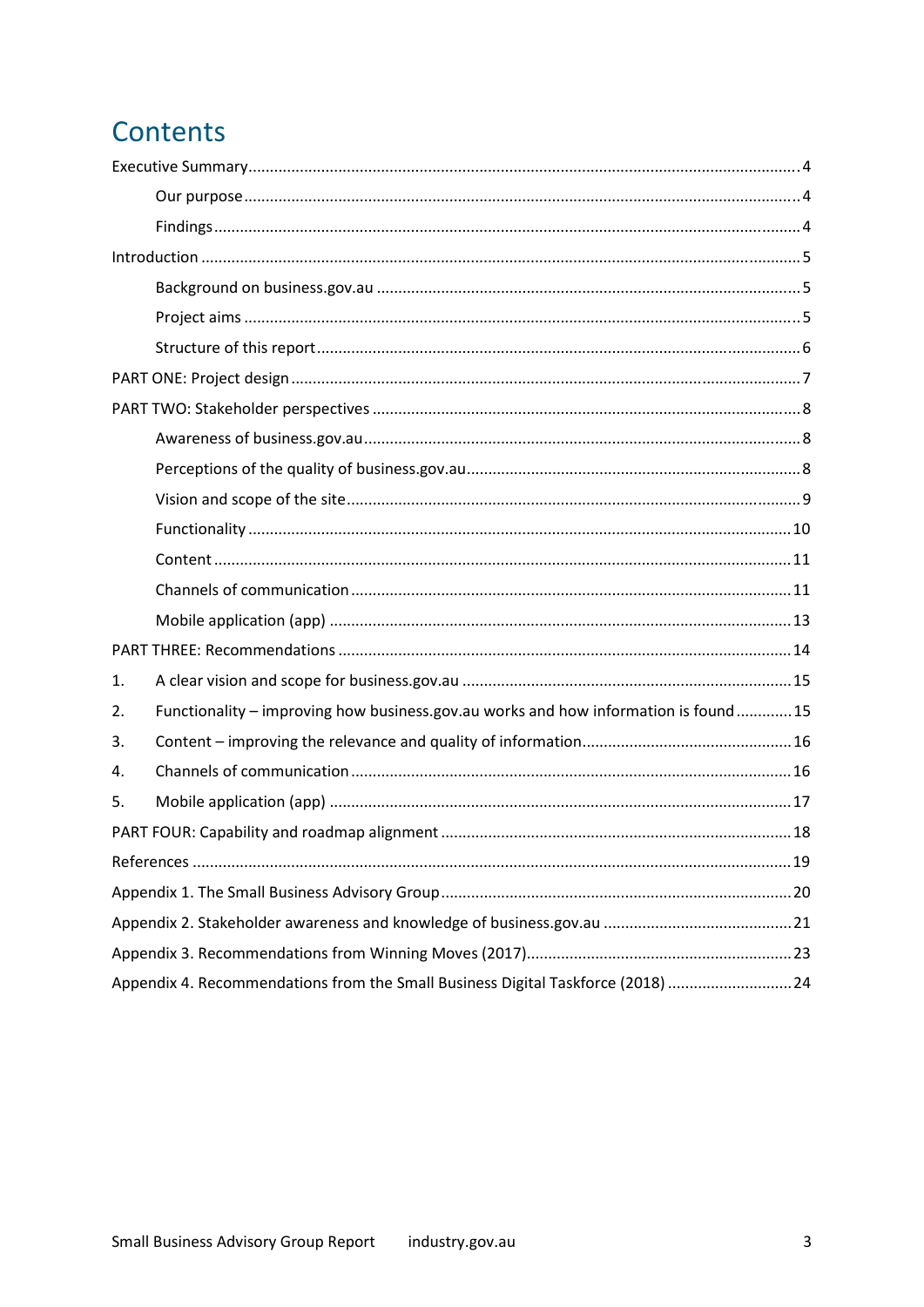# Contents

Executive Summary ..... 4

- Our purpose ..... 4
- Findings ..... 4

Introduction ..... 5

- Background on business.gov.au ..... 5
- Project aims ..... 5
- Structure of this report ..... 6

PART ONE: Project design ..... 7

PART TWO: Stakeholder perspectives ..... 8

- Awareness of business.gov.au ..... 8
- Perceptions of the quality of business.gov.au ..... 8
- Vision and scope of the site ..... 9
- Functionality ..... 10
- Content ..... 11
- Channels of communication ..... 11
- Mobile application (app) ..... 13

PART THREE: Recommendations ..... 14

1. A clear vision and scope for business.gov.au ..... 15
2. Functionality – improving how business.gov.au works and how information is found ..... 15
3. Content – improving the relevance and quality of information ..... 16
4. Channels of communication ..... 16
5. Mobile application (app) ..... 17

PART FOUR: Capability and roadmap alignment ..... 18

References ..... 19

Appendix 1. The Small Business Advisory Group ..... 20

Appendix 2. Stakeholder awareness and knowledge of business.gov.au ..... 21

Appendix 3. Recommendations from Winning Moves (2017) ..... 23

Appendix 4. Recommendations from the Small Business Digital Taskforce (2018) ..... 24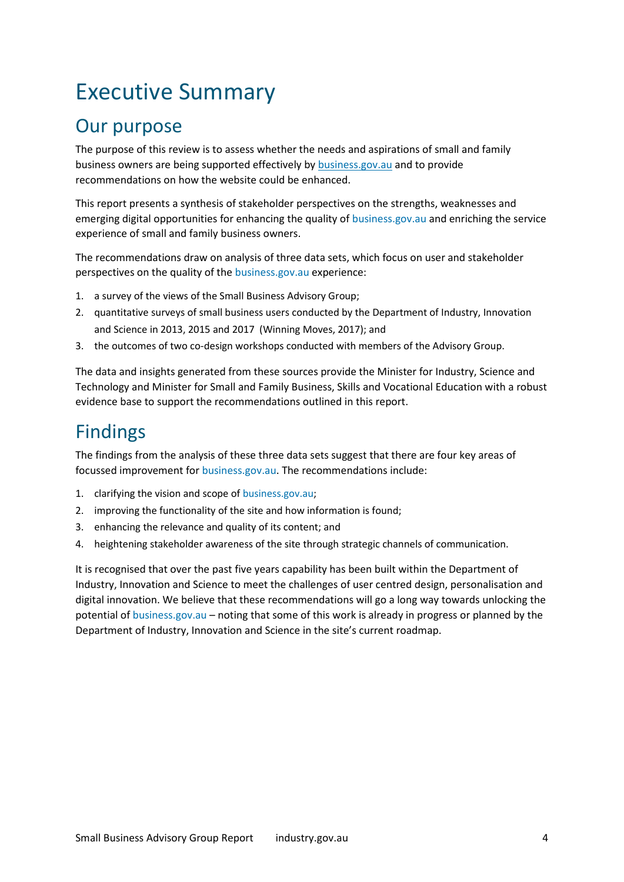# Executive Summary

## Our purpose

The purpose of this review is to assess whether the needs and aspirations of small and family business owners are being supported effectively by business.gov.au and to provide recommendations on how the website could be enhanced.

This report presents a synthesis of stakeholder perspectives on the strengths, weaknesses and emerging digital opportunities for enhancing the quality of business.gov.au and enriching the service experience of small and family business owners.

The recommendations draw on analysis of three data sets, which focus on user and stakeholder perspectives on the quality of the business.gov.au experience:

1. a survey of the views of the Small Business Advisory Group;
2. quantitative surveys of small business users conducted by the Department of Industry, Innovation and Science in 2013, 2015 and 2017 (Winning Moves, 2017); and
3. the outcomes of two co-design workshops conducted with members of the Advisory Group.

The data and insights generated from these sources provide the Minister for Industry, Science and Technology and Minister for Small and Family Business, Skills and Vocational Education with a robust evidence base to support the recommendations outlined in this report.

## Findings

The findings from the analysis of these three data sets suggest that there are four key areas of focussed improvement for business.gov.au. The recommendations include:

1. clarifying the vision and scope of business.gov.au;
2. improving the functionality of the site and how information is found;
3. enhancing the relevance and quality of its content; and
4. heightening stakeholder awareness of the site through strategic channels of communication.

It is recognised that over the past five years capability has been built within the Department of Industry, Innovation and Science to meet the challenges of user centred design, personalisation and digital innovation. We believe that these recommendations will go a long way towards unlocking the potential of business.gov.au – noting that some of this work is already in progress or planned by the Department of Industry, Innovation and Science in the site's current roadmap.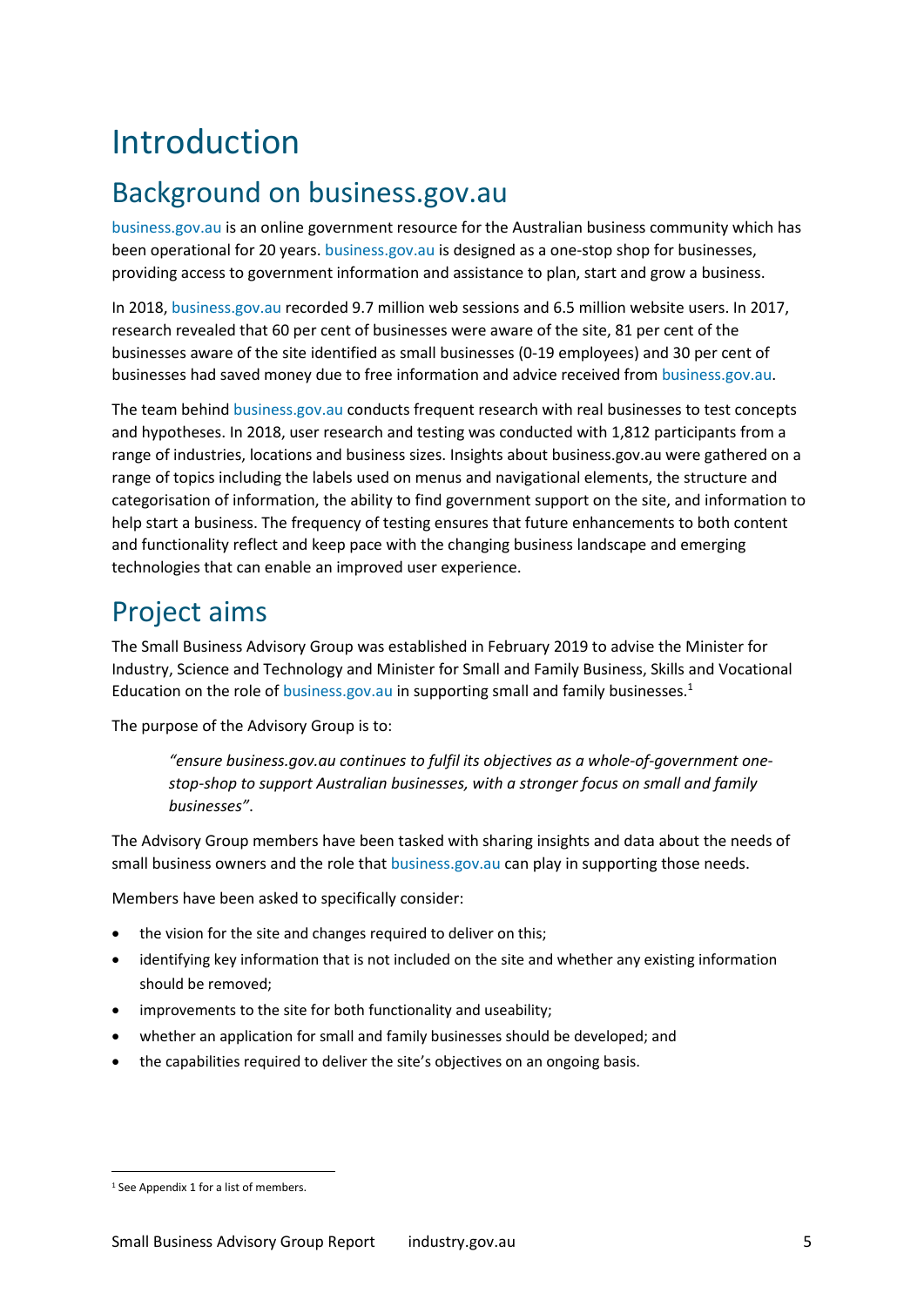# Introduction

## Background on business.gov.au

business.gov.au is an online government resource for the Australian business community which has been operational for 20 years. business.gov.au is designed as a one-stop shop for businesses, providing access to government information and assistance to plan, start and grow a business.

In 2018, business.gov.au recorded 9.7 million web sessions and 6.5 million website users. In 2017, research revealed that 60 per cent of businesses were aware of the site, 81 per cent of the businesses aware of the site identified as small businesses (0-19 employees) and 30 per cent of businesses had saved money due to free information and advice received from business.gov.au.

The team behind business.gov.au conducts frequent research with real businesses to test concepts and hypotheses. In 2018, user research and testing was conducted with 1,812 participants from a range of industries, locations and business sizes. Insights about business.gov.au were gathered on a range of topics including the labels used on menus and navigational elements, the structure and categorisation of information, the ability to find government support on the site, and information to help start a business. The frequency of testing ensures that future enhancements to both content and functionality reflect and keep pace with the changing business landscape and emerging technologies that can enable an improved user experience.

## Project aims

The Small Business Advisory Group was established in February 2019 to advise the Minister for Industry, Science and Technology and Minister for Small and Family Business, Skills and Vocational Education on the role of business.gov.au in supporting small and family businesses.[1]

The purpose of the Advisory Group is to:

> *"ensure business.gov.au continues to fulfil its objectives as a whole-of-government one-stop-shop to support Australian businesses, with a stronger focus on small and family businesses"*.

The Advisory Group members have been tasked with sharing insights and data about the needs of small business owners and the role that business.gov.au can play in supporting those needs.

Members have been asked to specifically consider:

- the vision for the site and changes required to deliver on this;
- identifying key information that is not included on the site and whether any existing information should be removed;
- improvements to the site for both functionality and useability;
- whether an application for small and family businesses should be developed; and
- the capabilities required to deliver the site's objectives on an ongoing basis.

[1] See Appendix 1 for a list of members.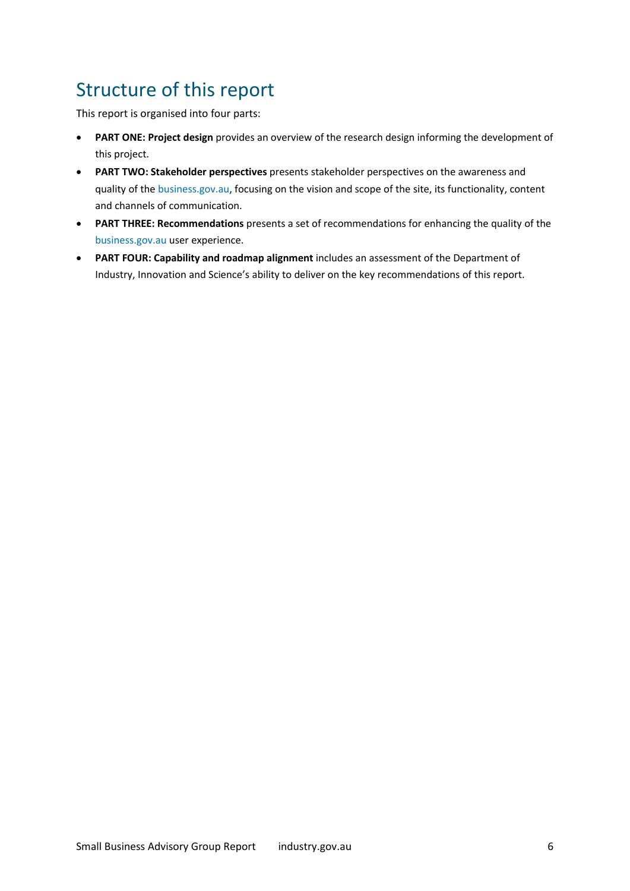## Structure of this report

This report is organised into four parts:

- **PART ONE: Project design** provides an overview of the research design informing the development of this project.
- **PART TWO: Stakeholder perspectives** presents stakeholder perspectives on the awareness and quality of the business.gov.au, focusing on the vision and scope of the site, its functionality, content and channels of communication.
- **PART THREE: Recommendations** presents a set of recommendations for enhancing the quality of the business.gov.au user experience.
- **PART FOUR: Capability and roadmap alignment** includes an assessment of the Department of Industry, Innovation and Science's ability to deliver on the key recommendations of this report.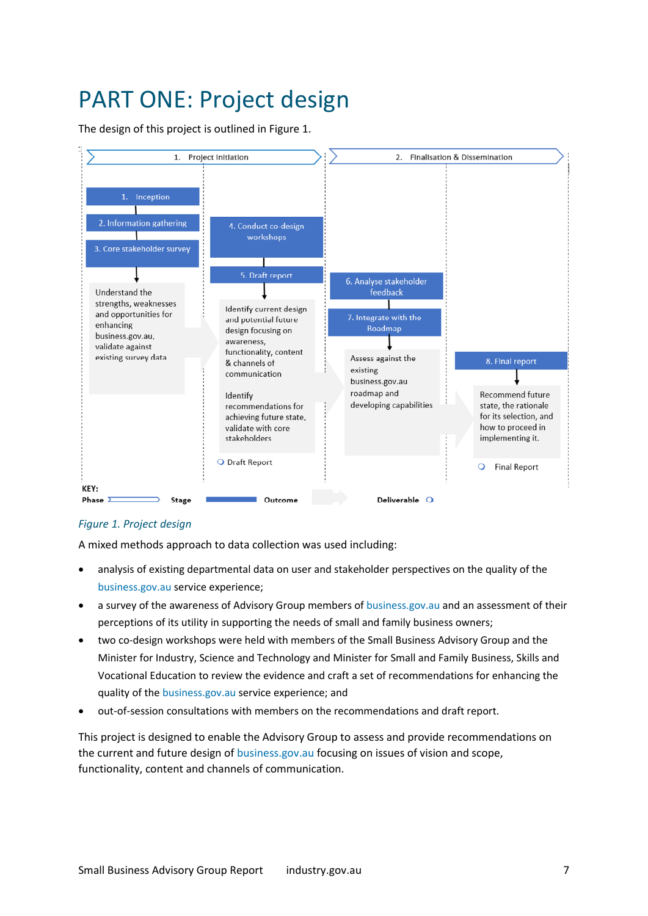# PART ONE: Project design

The design of this project is outlined in Figure 1.

1. Project Initiation

1. Inception
2. Information gathering
3. Core stakeholder survey

Understand the strengths, weaknesses and opportunities for enhancing business.gov.au, validate against existing survey data

4. Conduct co-design workshops
5. Draft report

Identify current design and potential future design focusing on awareness, functionality, content & channels of communication

Identify recommendations for achieving future state, validate with core stakeholders

Draft Report

2. Finalisation & Dissemination

6. Analyse stakeholder feedback
7. Integrate with the Roadmap

Assess against the existing business.gov.au roadmap and developing capabilities

8. Final report

Recommend future state, the rationale for its selection, and how to proceed in implementing it.

Final Report

KEY: Phase | Stage | Outcome | Deliverable

*Figure 1. Project design*

A mixed methods approach to data collection was used including:

- analysis of existing departmental data on user and stakeholder perspectives on the quality of the business.gov.au service experience;
- a survey of the awareness of Advisory Group members of business.gov.au and an assessment of their perceptions of its utility in supporting the needs of small and family business owners;
- two co-design workshops were held with members of the Small Business Advisory Group and the Minister for Industry, Science and Technology and Minister for Small and Family Business, Skills and Vocational Education to review the evidence and craft a set of recommendations for enhancing the quality of the business.gov.au service experience; and
- out-of-session consultations with members on the recommendations and draft report.

This project is designed to enable the Advisory Group to assess and provide recommendations on the current and future design of business.gov.au focusing on issues of vision and scope, functionality, content and channels of communication.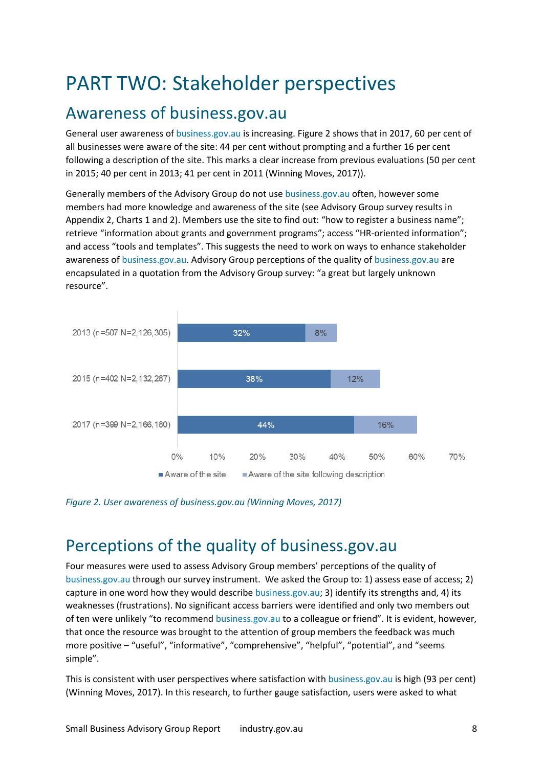# PART TWO: Stakeholder perspectives

## Awareness of business.gov.au

General user awareness of business.gov.au is increasing. Figure 2 shows that in 2017, 60 per cent of all businesses were aware of the site: 44 per cent without prompting and a further 16 per cent following a description of the site. This marks a clear increase from previous evaluations (50 per cent in 2015; 40 per cent in 2013; 41 per cent in 2011 (Winning Moves, 2017)).

Generally members of the Advisory Group do not use business.gov.au often, however some members had more knowledge and awareness of the site (see Advisory Group survey results in Appendix 2, Charts 1 and 2). Members use the site to find out: "how to register a business name"; retrieve "information about grants and government programs"; access "HR-oriented information"; and access "tools and templates". This suggests the need to work on ways to enhance stakeholder awareness of business.gov.au. Advisory Group perceptions of the quality of business.gov.au are encapsulated in a quotation from the Advisory Group survey: "a great but largely unknown resource".

| | Aware of the site | Aware of the site following description |
|---|---|---|
| 2013 (n=507 N=2,126,305) | 32% | 8% |
| 2015 (n=402 N=2,132,287) | 38% | 12% |
| 2017 (n=399 N=2,166,180) | 44% | 16% |

*Figure 2. User awareness of business.gov.au (Winning Moves, 2017)*

## Perceptions of the quality of business.gov.au

Four measures were used to assess Advisory Group members' perceptions of the quality of business.gov.au through our survey instrument. We asked the Group to: 1) assess ease of access; 2) capture in one word how they would describe business.gov.au; 3) identify its strengths and, 4) its weaknesses (frustrations). No significant access barriers were identified and only two members out of ten were unlikely "to recommend business.gov.au to a colleague or friend". It is evident, however, that once the resource was brought to the attention of group members the feedback was much more positive – "useful", "informative", "comprehensive", "helpful", "potential", and "seems simple".

This is consistent with user perspectives where satisfaction with business.gov.au is high (93 per cent) (Winning Moves, 2017). In this research, to further gauge satisfaction, users were asked to what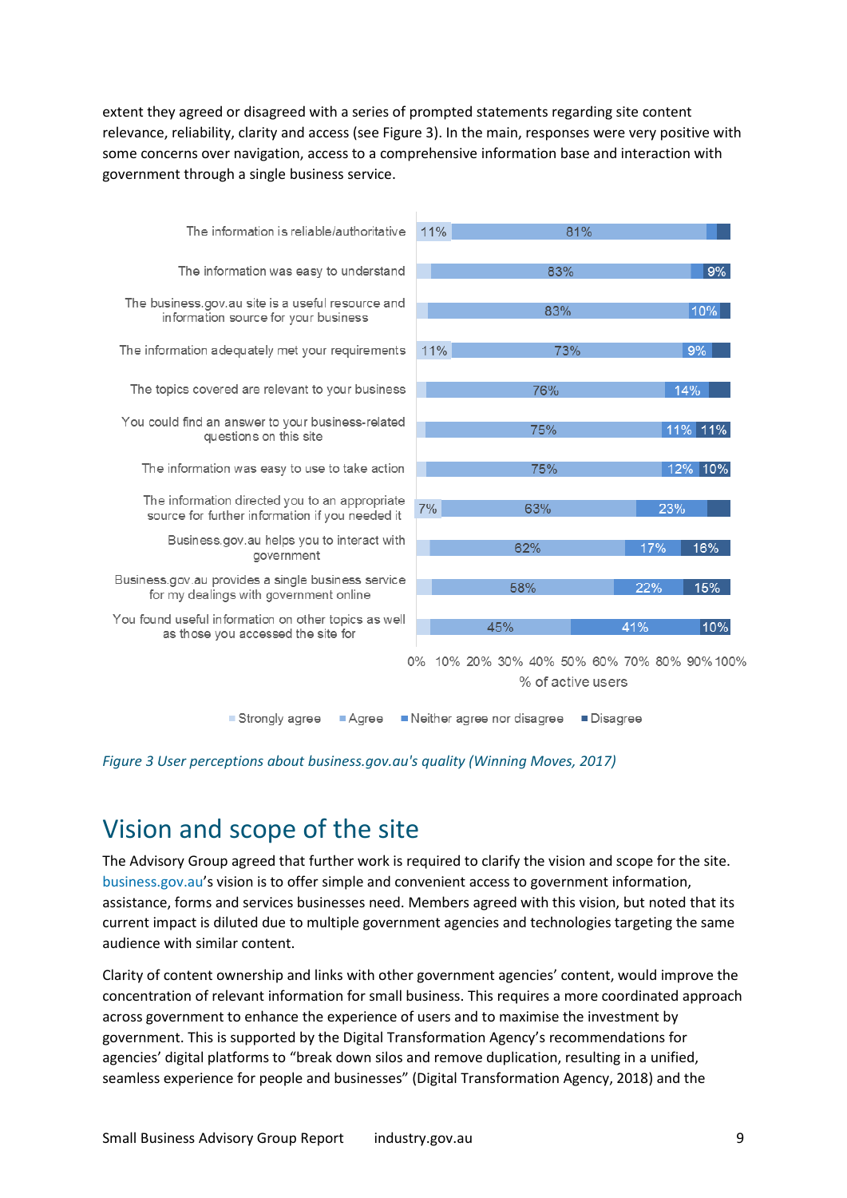extent they agreed or disagreed with a series of prompted statements regarding site content relevance, reliability, clarity and access (see Figure 3). In the main, responses were very positive with some concerns over navigation, access to a comprehensive information base and interaction with government through a single business service.

| Statement | Strongly agree | Agree | Neither agree nor disagree | Disagree |
|---|---|---|---|---|
| The information is reliable/authoritative | 11% | 81% | | |
| The information was easy to understand | | 83% | | 9% |
| The business.gov.au site is a useful resource and information source for your business | | 83% | 10% | |
| The information adequately met your requirements | 11% | 73% | 9% | |
| The topics covered are relevant to your business | | 76% | 14% | |
| You could find an answer to your business-related questions on this site | | 75% | 11% | 11% |
| The information was easy to use to take action | | 75% | 12% | 10% |
| The information directed you to an appropriate source for further information if you needed it | 7% | 63% | 23% | |
| Business.gov.au helps you to interact with government | | 62% | 17% | 16% |
| Business.gov.au provides a single business service for my dealings with government online | | 58% | 22% | 15% |
| You found useful information on other topics as well as those you accessed the site for | | 45% | 41% | 10% |

% of active users

*Figure 3 User perceptions about business.gov.au's quality (Winning Moves, 2017)*

# Vision and scope of the site

The Advisory Group agreed that further work is required to clarify the vision and scope for the site. business.gov.au's vision is to offer simple and convenient access to government information, assistance, forms and services businesses need. Members agreed with this vision, but noted that its current impact is diluted due to multiple government agencies and technologies targeting the same audience with similar content.

Clarity of content ownership and links with other government agencies' content, would improve the concentration of relevant information for small business. This requires a more coordinated approach across government to enhance the experience of users and to maximise the investment by government. This is supported by the Digital Transformation Agency's recommendations for agencies' digital platforms to "break down silos and remove duplication, resulting in a unified, seamless experience for people and businesses" (Digital Transformation Agency, 2018) and the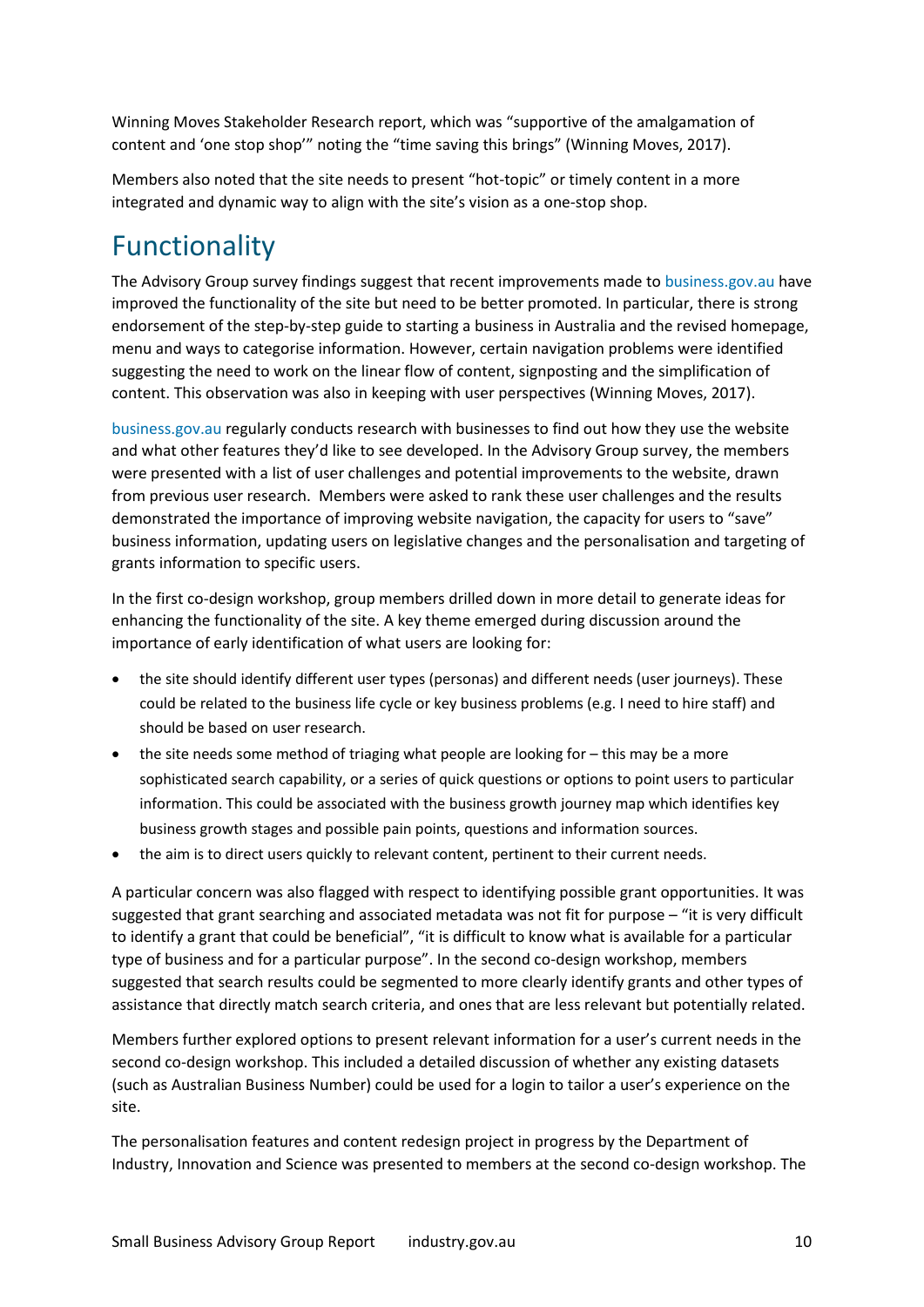Winning Moves Stakeholder Research report, which was "supportive of the amalgamation of content and 'one stop shop'" noting the "time saving this brings" (Winning Moves, 2017).

Members also noted that the site needs to present "hot-topic" or timely content in a more integrated and dynamic way to align with the site's vision as a one-stop shop.

# Functionality

The Advisory Group survey findings suggest that recent improvements made to business.gov.au have improved the functionality of the site but need to be better promoted. In particular, there is strong endorsement of the step-by-step guide to starting a business in Australia and the revised homepage, menu and ways to categorise information. However, certain navigation problems were identified suggesting the need to work on the linear flow of content, signposting and the simplification of content. This observation was also in keeping with user perspectives (Winning Moves, 2017).

business.gov.au regularly conducts research with businesses to find out how they use the website and what other features they'd like to see developed. In the Advisory Group survey, the members were presented with a list of user challenges and potential improvements to the website, drawn from previous user research. Members were asked to rank these user challenges and the results demonstrated the importance of improving website navigation, the capacity for users to "save" business information, updating users on legislative changes and the personalisation and targeting of grants information to specific users.

In the first co-design workshop, group members drilled down in more detail to generate ideas for enhancing the functionality of the site. A key theme emerged during discussion around the importance of early identification of what users are looking for:

- the site should identify different user types (personas) and different needs (user journeys). These could be related to the business life cycle or key business problems (e.g. I need to hire staff) and should be based on user research.
- the site needs some method of triaging what people are looking for – this may be a more sophisticated search capability, or a series of quick questions or options to point users to particular information. This could be associated with the business growth journey map which identifies key business growth stages and possible pain points, questions and information sources.
- the aim is to direct users quickly to relevant content, pertinent to their current needs.

A particular concern was also flagged with respect to identifying possible grant opportunities. It was suggested that grant searching and associated metadata was not fit for purpose – "it is very difficult to identify a grant that could be beneficial", "it is difficult to know what is available for a particular type of business and for a particular purpose". In the second co-design workshop, members suggested that search results could be segmented to more clearly identify grants and other types of assistance that directly match search criteria, and ones that are less relevant but potentially related.

Members further explored options to present relevant information for a user's current needs in the second co-design workshop. This included a detailed discussion of whether any existing datasets (such as Australian Business Number) could be used for a login to tailor a user's experience on the site.

The personalisation features and content redesign project in progress by the Department of Industry, Innovation and Science was presented to members at the second co-design workshop. The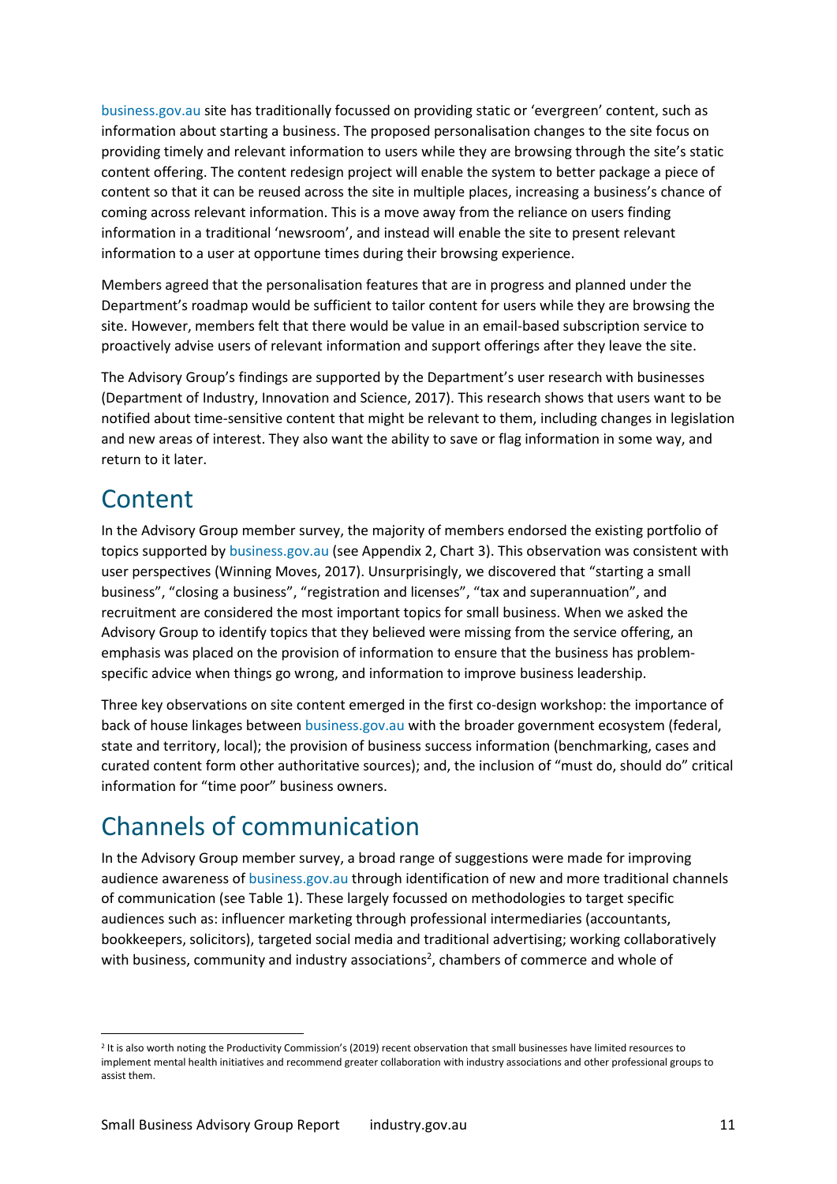business.gov.au site has traditionally focussed on providing static or 'evergreen' content, such as information about starting a business. The proposed personalisation changes to the site focus on providing timely and relevant information to users while they are browsing through the site's static content offering. The content redesign project will enable the system to better package a piece of content so that it can be reused across the site in multiple places, increasing a business's chance of coming across relevant information. This is a move away from the reliance on users finding information in a traditional 'newsroom', and instead will enable the site to present relevant information to a user at opportune times during their browsing experience.

Members agreed that the personalisation features that are in progress and planned under the Department's roadmap would be sufficient to tailor content for users while they are browsing the site. However, members felt that there would be value in an email-based subscription service to proactively advise users of relevant information and support offerings after they leave the site.

The Advisory Group's findings are supported by the Department's user research with businesses (Department of Industry, Innovation and Science, 2017). This research shows that users want to be notified about time-sensitive content that might be relevant to them, including changes in legislation and new areas of interest. They also want the ability to save or flag information in some way, and return to it later.

## Content

In the Advisory Group member survey, the majority of members endorsed the existing portfolio of topics supported by business.gov.au (see Appendix 2, Chart 3). This observation was consistent with user perspectives (Winning Moves, 2017). Unsurprisingly, we discovered that "starting a small business", "closing a business", "registration and licenses", "tax and superannuation", and recruitment are considered the most important topics for small business. When we asked the Advisory Group to identify topics that they believed were missing from the service offering, an emphasis was placed on the provision of information to ensure that the business has problem-specific advice when things go wrong, and information to improve business leadership.

Three key observations on site content emerged in the first co-design workshop: the importance of back of house linkages between business.gov.au with the broader government ecosystem (federal, state and territory, local); the provision of business success information (benchmarking, cases and curated content form other authoritative sources); and, the inclusion of "must do, should do" critical information for "time poor" business owners.

## Channels of communication

In the Advisory Group member survey, a broad range of suggestions were made for improving audience awareness of business.gov.au through identification of new and more traditional channels of communication (see Table 1). These largely focussed on methodologies to target specific audiences such as: influencer marketing through professional intermediaries (accountants, bookkeepers, solicitors), targeted social media and traditional advertising; working collaboratively with business, community and industry associations[2], chambers of commerce and whole of

[2] It is also worth noting the Productivity Commission's (2019) recent observation that small businesses have limited resources to implement mental health initiatives and recommend greater collaboration with industry associations and other professional groups to assist them.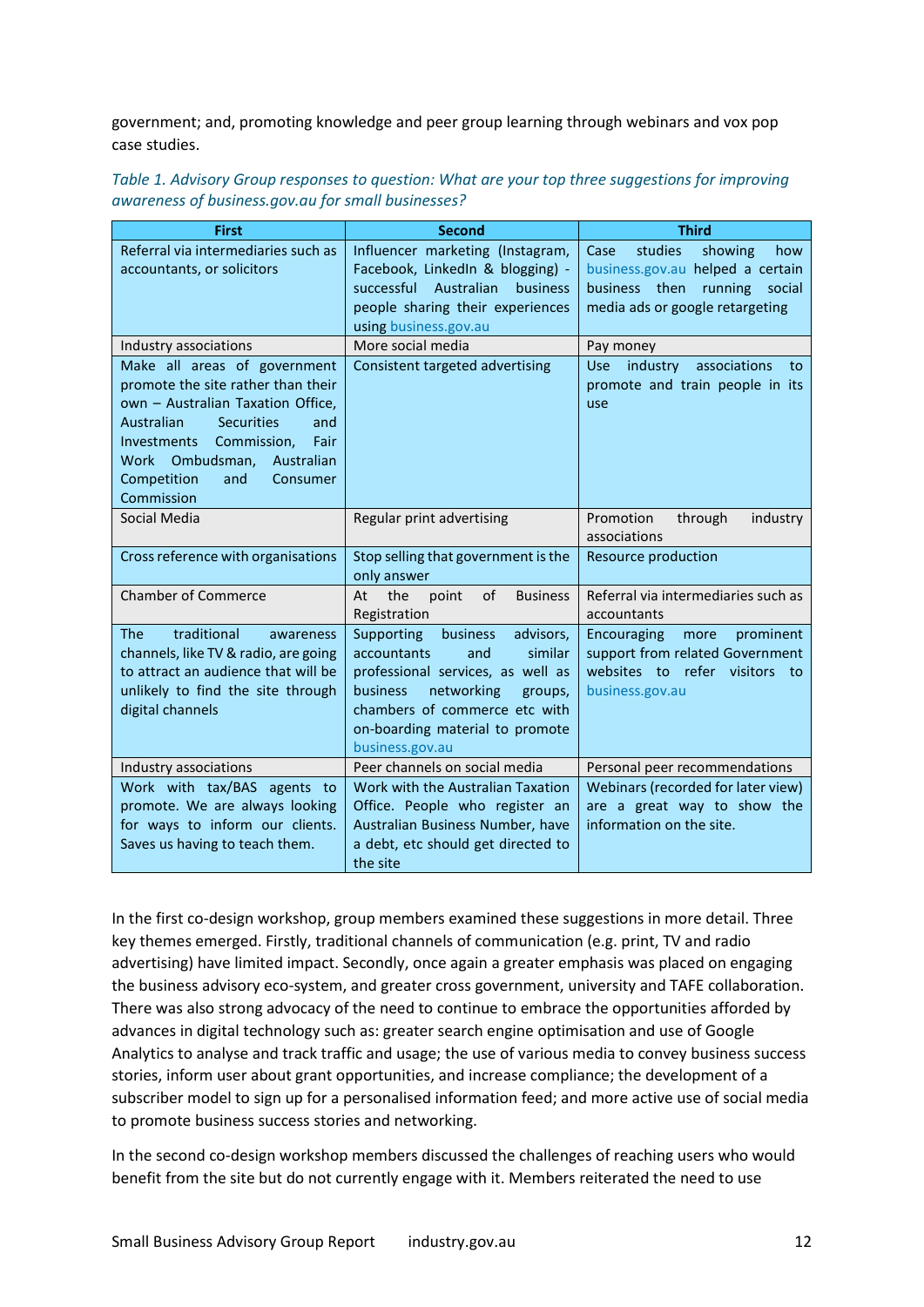government; and, promoting knowledge and peer group learning through webinars and vox pop case studies.

*Table 1. Advisory Group responses to question: What are your top three suggestions for improving awareness of business.gov.au for small businesses?*

| First | Second | Third |
|---|---|---|
| Referral via intermediaries such as accountants, or solicitors | Influencer marketing (Instagram, Facebook, LinkedIn & blogging) - successful Australian business people sharing their experiences using business.gov.au | Case studies showing how business.gov.au helped a certain business then running social media ads or google retargeting |
| Industry associations | More social media | Pay money |
| Make all areas of government promote the site rather than their own – Australian Taxation Office, Australian Securities and Investments Commission, Fair Work Ombudsman, Australian Competition and Consumer Commission | Consistent targeted advertising | Use industry associations to promote and train people in its use |
| Social Media | Regular print advertising | Promotion through industry associations |
| Cross reference with organisations | Stop selling that government is the only answer | Resource production |
| Chamber of Commerce | At the point of Business Registration | Referral via intermediaries such as accountants |
| The traditional awareness channels, like TV & radio, are going to attract an audience that will be unlikely to find the site through digital channels | Supporting business advisors, accountants and similar professional services, as well as business networking groups, chambers of commerce etc with on-boarding material to promote business.gov.au | Encouraging more prominent support from related Government websites to refer visitors to business.gov.au |
| Industry associations | Peer channels on social media | Personal peer recommendations |
| Work with tax/BAS agents to promote. We are always looking for ways to inform our clients. Saves us having to teach them. | Work with the Australian Taxation Office. People who register an Australian Business Number, have a debt, etc should get directed to the site | Webinars (recorded for later view) are a great way to show the information on the site. |

In the first co-design workshop, group members examined these suggestions in more detail. Three key themes emerged. Firstly, traditional channels of communication (e.g. print, TV and radio advertising) have limited impact. Secondly, once again a greater emphasis was placed on engaging the business advisory eco-system, and greater cross government, university and TAFE collaboration. There was also strong advocacy of the need to continue to embrace the opportunities afforded by advances in digital technology such as: greater search engine optimisation and use of Google Analytics to analyse and track traffic and usage; the use of various media to convey business success stories, inform user about grant opportunities, and increase compliance; the development of a subscriber model to sign up for a personalised information feed; and more active use of social media to promote business success stories and networking.

In the second co-design workshop members discussed the challenges of reaching users who would benefit from the site but do not currently engage with it. Members reiterated the need to use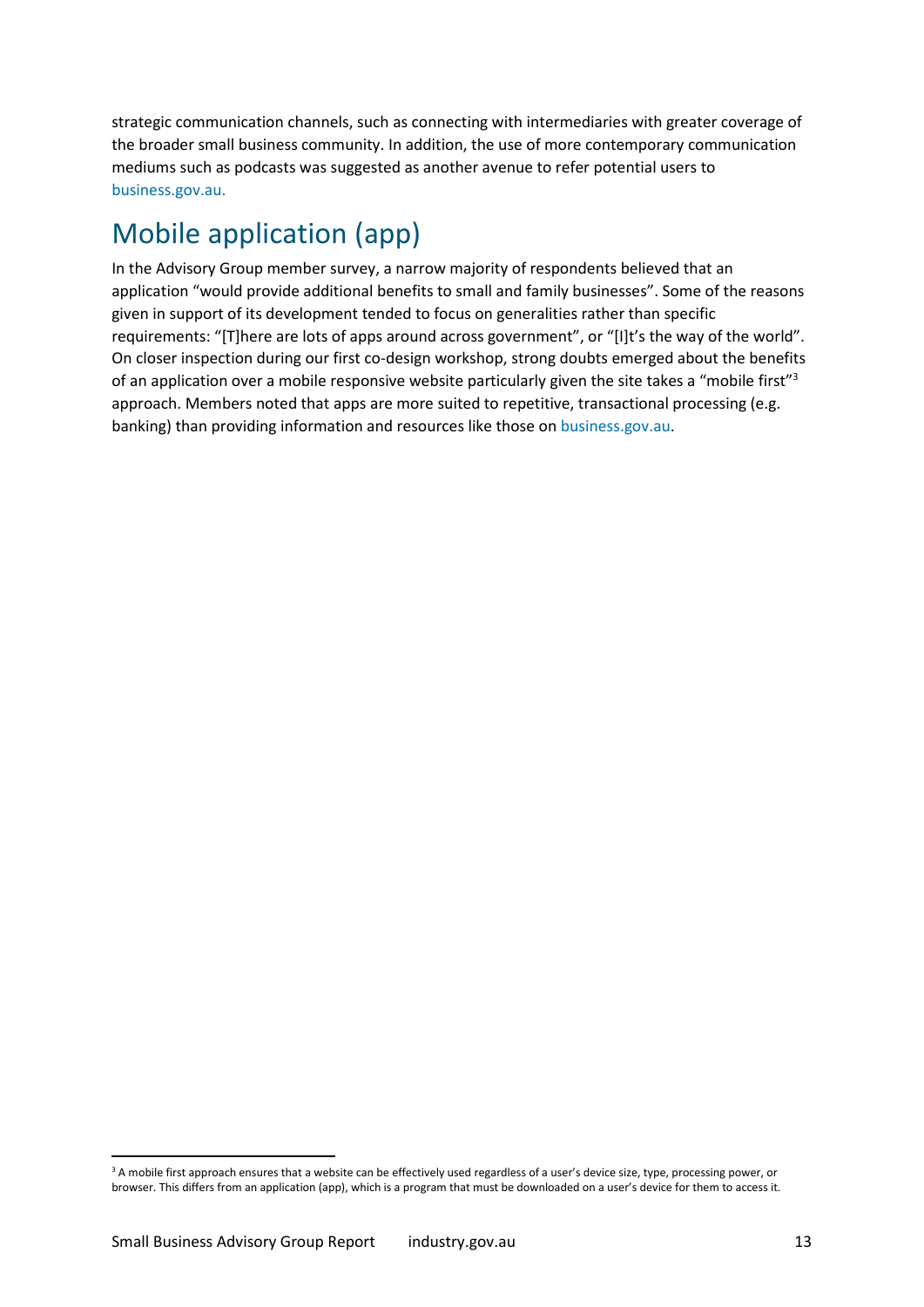strategic communication channels, such as connecting with intermediaries with greater coverage of the broader small business community. In addition, the use of more contemporary communication mediums such as podcasts was suggested as another avenue to refer potential users to business.gov.au.

## Mobile application (app)

In the Advisory Group member survey, a narrow majority of respondents believed that an application "would provide additional benefits to small and family businesses". Some of the reasons given in support of its development tended to focus on generalities rather than specific requirements: "[T]here are lots of apps around across government", or "[I]t's the way of the world". On closer inspection during our first co-design workshop, strong doubts emerged about the benefits of an application over a mobile responsive website particularly given the site takes a "mobile first"[3] approach. Members noted that apps are more suited to repetitive, transactional processing (e.g. banking) than providing information and resources like those on business.gov.au.

---

[3] A mobile first approach ensures that a website can be effectively used regardless of a user's device size, type, processing power, or browser. This differs from an application (app), which is a program that must be downloaded on a user's device for them to access it.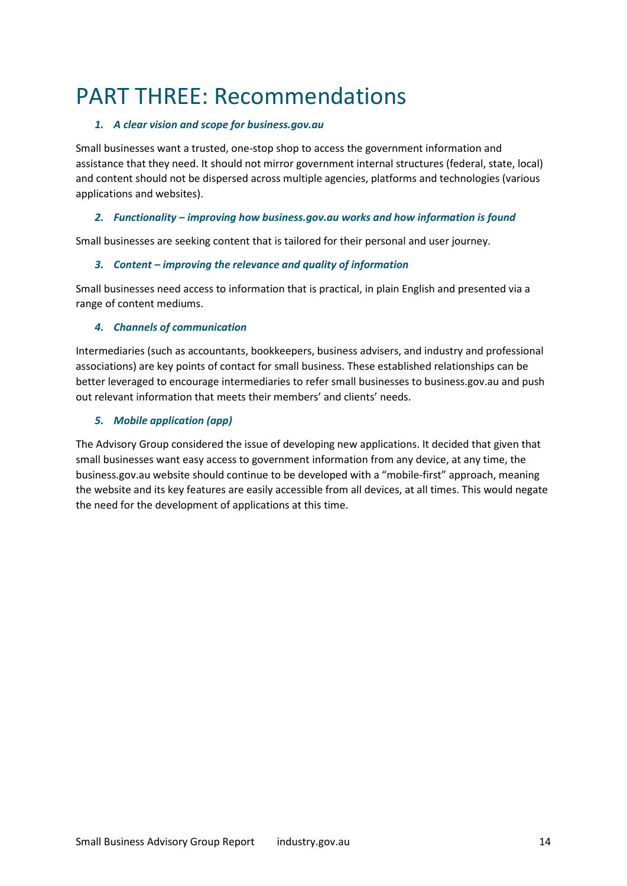# PART THREE: Recommendations

1. ***A clear vision and scope for business.gov.au***

Small businesses want a trusted, one-stop shop to access the government information and assistance that they need. It should not mirror government internal structures (federal, state, local) and content should not be dispersed across multiple agencies, platforms and technologies (various applications and websites).

2. ***Functionality – improving how business.gov.au works and how information is found***

Small businesses are seeking content that is tailored for their personal and user journey.

3. ***Content – improving the relevance and quality of information***

Small businesses need access to information that is practical, in plain English and presented via a range of content mediums.

4. ***Channels of communication***

Intermediaries (such as accountants, bookkeepers, business advisers, and industry and professional associations) are key points of contact for small business. These established relationships can be better leveraged to encourage intermediaries to refer small businesses to business.gov.au and push out relevant information that meets their members' and clients' needs.

5. ***Mobile application (app)***

The Advisory Group considered the issue of developing new applications. It decided that given that small businesses want easy access to government information from any device, at any time, the business.gov.au website should continue to be developed with a "mobile-first" approach, meaning the website and its key features are easily accessible from all devices, at all times. This would negate the need for the development of applications at this time.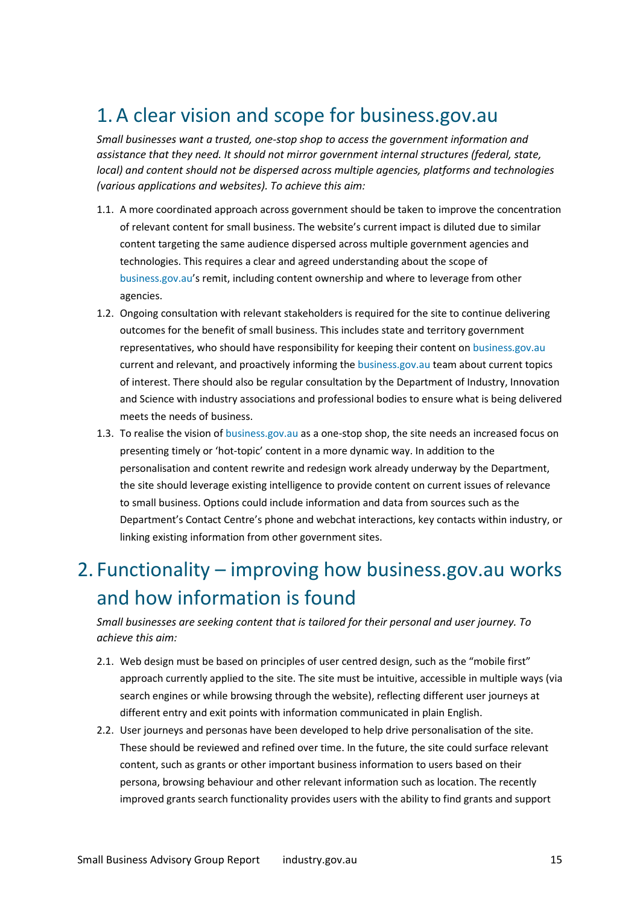# 1. A clear vision and scope for business.gov.au

*Small businesses want a trusted, one-stop shop to access the government information and assistance that they need. It should not mirror government internal structures (federal, state, local) and content should not be dispersed across multiple agencies, platforms and technologies (various applications and websites). To achieve this aim:*

1.1. A more coordinated approach across government should be taken to improve the concentration of relevant content for small business. The website's current impact is diluted due to similar content targeting the same audience dispersed across multiple government agencies and technologies. This requires a clear and agreed understanding about the scope of business.gov.au's remit, including content ownership and where to leverage from other agencies.

1.2. Ongoing consultation with relevant stakeholders is required for the site to continue delivering outcomes for the benefit of small business. This includes state and territory government representatives, who should have responsibility for keeping their content on business.gov.au current and relevant, and proactively informing the business.gov.au team about current topics of interest. There should also be regular consultation by the Department of Industry, Innovation and Science with industry associations and professional bodies to ensure what is being delivered meets the needs of business.

1.3. To realise the vision of business.gov.au as a one-stop shop, the site needs an increased focus on presenting timely or 'hot-topic' content in a more dynamic way. In addition to the personalisation and content rewrite and redesign work already underway by the Department, the site should leverage existing intelligence to provide content on current issues of relevance to small business. Options could include information and data from sources such as the Department's Contact Centre's phone and webchat interactions, key contacts within industry, or linking existing information from other government sites.

# 2. Functionality – improving how business.gov.au works and how information is found

*Small businesses are seeking content that is tailored for their personal and user journey. To achieve this aim:*

2.1. Web design must be based on principles of user centred design, such as the "mobile first" approach currently applied to the site. The site must be intuitive, accessible in multiple ways (via search engines or while browsing through the website), reflecting different user journeys at different entry and exit points with information communicated in plain English.

2.2. User journeys and personas have been developed to help drive personalisation of the site. These should be reviewed and refined over time. In the future, the site could surface relevant content, such as grants or other important business information to users based on their persona, browsing behaviour and other relevant information such as location. The recently improved grants search functionality provides users with the ability to find grants and support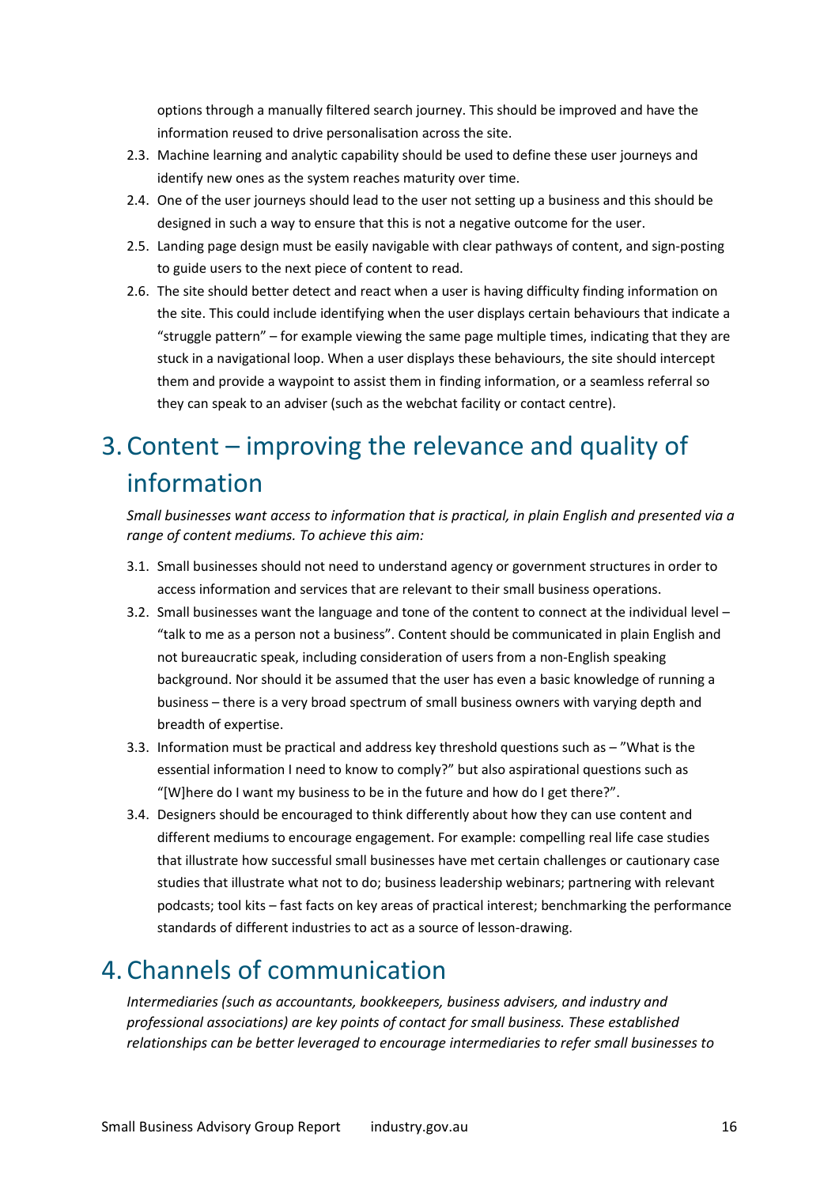options through a manually filtered search journey. This should be improved and have the information reused to drive personalisation across the site.

2.3. Machine learning and analytic capability should be used to define these user journeys and identify new ones as the system reaches maturity over time.

2.4. One of the user journeys should lead to the user not setting up a business and this should be designed in such a way to ensure that this is not a negative outcome for the user.

2.5. Landing page design must be easily navigable with clear pathways of content, and sign-posting to guide users to the next piece of content to read.

2.6. The site should better detect and react when a user is having difficulty finding information on the site. This could include identifying when the user displays certain behaviours that indicate a "struggle pattern" – for example viewing the same page multiple times, indicating that they are stuck in a navigational loop. When a user displays these behaviours, the site should intercept them and provide a waypoint to assist them in finding information, or a seamless referral so they can speak to an adviser (such as the webchat facility or contact centre).

# 3. Content – improving the relevance and quality of information

*Small businesses want access to information that is practical, in plain English and presented via a range of content mediums. To achieve this aim:*

3.1. Small businesses should not need to understand agency or government structures in order to access information and services that are relevant to their small business operations.

3.2. Small businesses want the language and tone of the content to connect at the individual level – "talk to me as a person not a business". Content should be communicated in plain English and not bureaucratic speak, including consideration of users from a non-English speaking background. Nor should it be assumed that the user has even a basic knowledge of running a business – there is a very broad spectrum of small business owners with varying depth and breadth of expertise.

3.3. Information must be practical and address key threshold questions such as – "What is the essential information I need to know to comply?" but also aspirational questions such as "[W]here do I want my business to be in the future and how do I get there?".

3.4. Designers should be encouraged to think differently about how they can use content and different mediums to encourage engagement. For example: compelling real life case studies that illustrate how successful small businesses have met certain challenges or cautionary case studies that illustrate what not to do; business leadership webinars; partnering with relevant podcasts; tool kits – fast facts on key areas of practical interest; benchmarking the performance standards of different industries to act as a source of lesson-drawing.

# 4. Channels of communication

*Intermediaries (such as accountants, bookkeepers, business advisers, and industry and professional associations) are key points of contact for small business. These established relationships can be better leveraged to encourage intermediaries to refer small businesses to*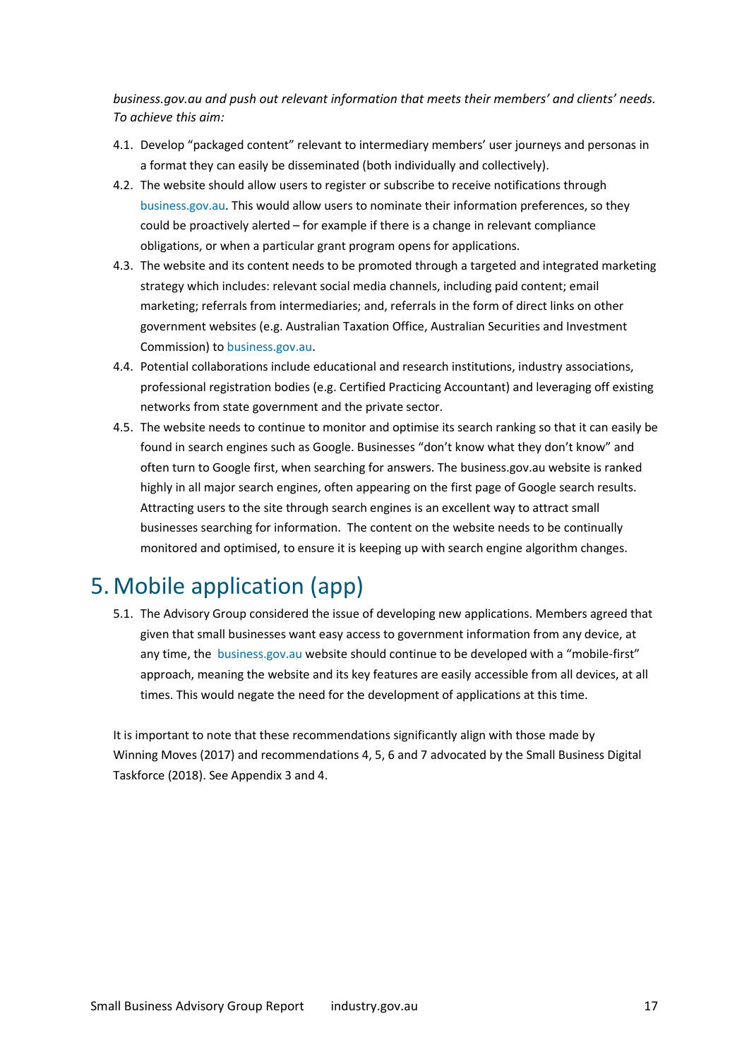*business.gov.au and push out relevant information that meets their members' and clients' needs. To achieve this aim:*

4.1. Develop "packaged content" relevant to intermediary members' user journeys and personas in a format they can easily be disseminated (both individually and collectively).

4.2. The website should allow users to register or subscribe to receive notifications through business.gov.au. This would allow users to nominate their information preferences, so they could be proactively alerted – for example if there is a change in relevant compliance obligations, or when a particular grant program opens for applications.

4.3. The website and its content needs to be promoted through a targeted and integrated marketing strategy which includes: relevant social media channels, including paid content; email marketing; referrals from intermediaries; and, referrals in the form of direct links on other government websites (e.g. Australian Taxation Office, Australian Securities and Investment Commission) to business.gov.au.

4.4. Potential collaborations include educational and research institutions, industry associations, professional registration bodies (e.g. Certified Practicing Accountant) and leveraging off existing networks from state government and the private sector.

4.5. The website needs to continue to monitor and optimise its search ranking so that it can easily be found in search engines such as Google. Businesses "don't know what they don't know" and often turn to Google first, when searching for answers. The business.gov.au website is ranked highly in all major search engines, often appearing on the first page of Google search results. Attracting users to the site through search engines is an excellent way to attract small businesses searching for information. The content on the website needs to be continually monitored and optimised, to ensure it is keeping up with search engine algorithm changes.

# 5. Mobile application (app)

5.1. The Advisory Group considered the issue of developing new applications. Members agreed that given that small businesses want easy access to government information from any device, at any time, the business.gov.au website should continue to be developed with a "mobile-first" approach, meaning the website and its key features are easily accessible from all devices, at all times. This would negate the need for the development of applications at this time.

It is important to note that these recommendations significantly align with those made by Winning Moves (2017) and recommendations 4, 5, 6 and 7 advocated by the Small Business Digital Taskforce (2018). See Appendix 3 and 4.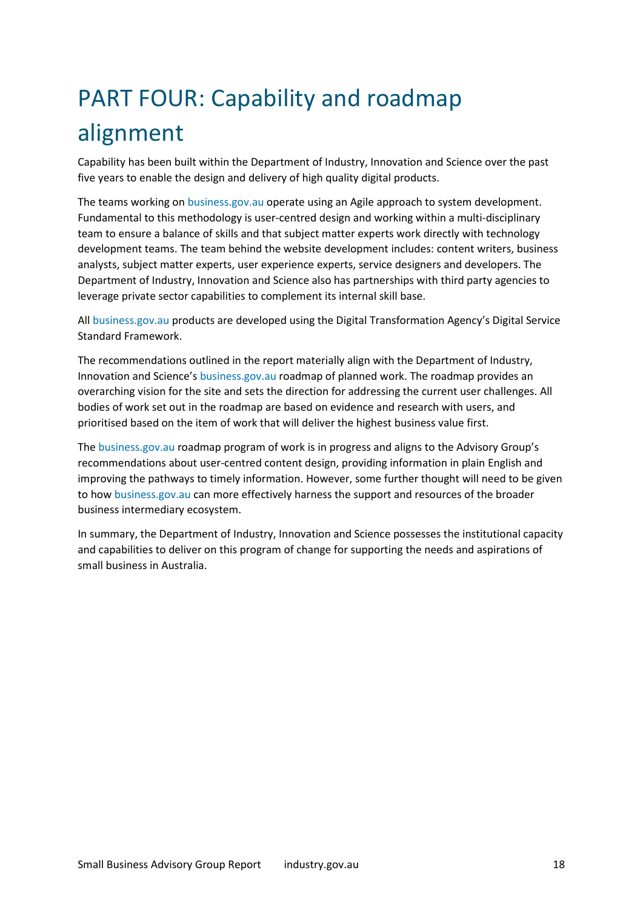# PART FOUR: Capability and roadmap alignment

Capability has been built within the Department of Industry, Innovation and Science over the past five years to enable the design and delivery of high quality digital products.

The teams working on business.gov.au operate using an Agile approach to system development. Fundamental to this methodology is user-centred design and working within a multi-disciplinary team to ensure a balance of skills and that subject matter experts work directly with technology development teams. The team behind the website development includes: content writers, business analysts, subject matter experts, user experience experts, service designers and developers. The Department of Industry, Innovation and Science also has partnerships with third party agencies to leverage private sector capabilities to complement its internal skill base.

All business.gov.au products are developed using the Digital Transformation Agency's Digital Service Standard Framework.

The recommendations outlined in the report materially align with the Department of Industry, Innovation and Science's business.gov.au roadmap of planned work. The roadmap provides an overarching vision for the site and sets the direction for addressing the current user challenges. All bodies of work set out in the roadmap are based on evidence and research with users, and prioritised based on the item of work that will deliver the highest business value first.

The business.gov.au roadmap program of work is in progress and aligns to the Advisory Group's recommendations about user-centred content design, providing information in plain English and improving the pathways to timely information. However, some further thought will need to be given to how business.gov.au can more effectively harness the support and resources of the broader business intermediary ecosystem.

In summary, the Department of Industry, Innovation and Science possesses the institutional capacity and capabilities to deliver on this program of change for supporting the needs and aspirations of small business in Australia.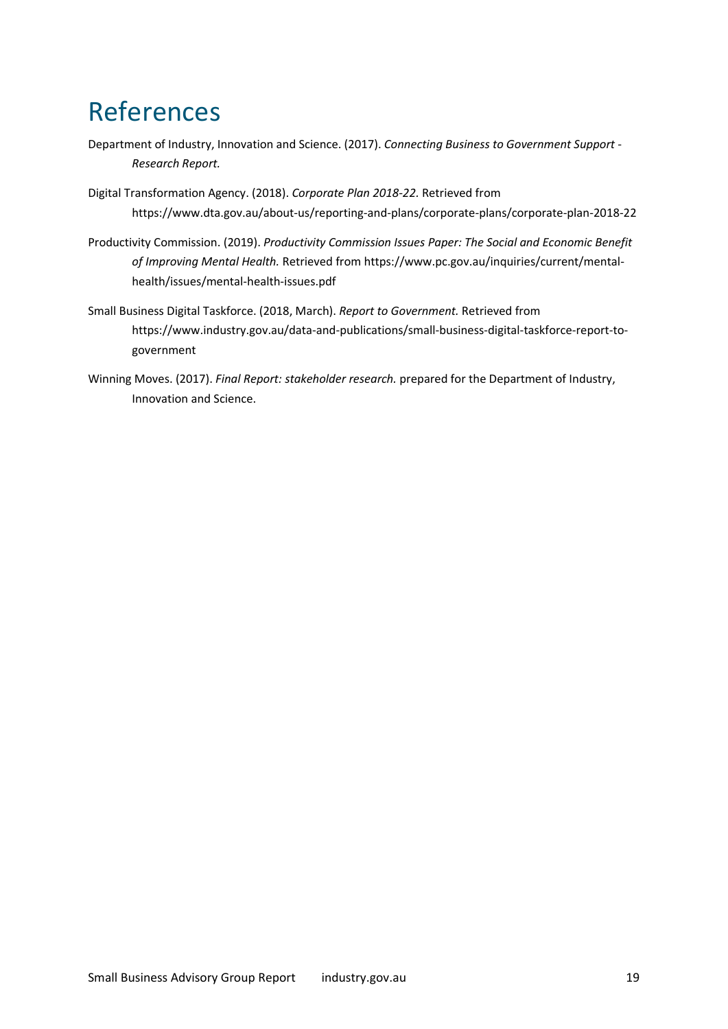# References

Department of Industry, Innovation and Science. (2017). *Connecting Business to Government Support - Research Report.*

Digital Transformation Agency. (2018). *Corporate Plan 2018-22.* Retrieved from https://www.dta.gov.au/about-us/reporting-and-plans/corporate-plans/corporate-plan-2018-22

Productivity Commission. (2019). *Productivity Commission Issues Paper: The Social and Economic Benefit of Improving Mental Health.* Retrieved from https://www.pc.gov.au/inquiries/current/mental-health/issues/mental-health-issues.pdf

Small Business Digital Taskforce. (2018, March). *Report to Government.* Retrieved from https://www.industry.gov.au/data-and-publications/small-business-digital-taskforce-report-to-government

Winning Moves. (2017). *Final Report: stakeholder research.* prepared for the Department of Industry, Innovation and Science.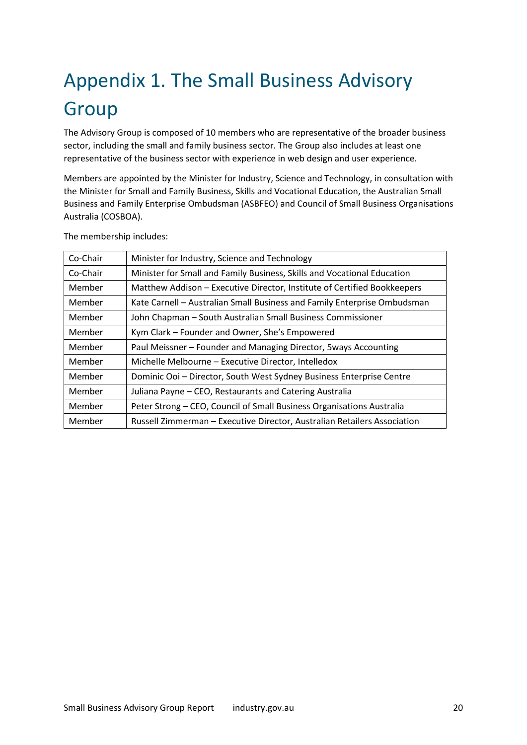# Appendix 1. The Small Business Advisory Group

The Advisory Group is composed of 10 members who are representative of the broader business sector, including the small and family business sector. The Group also includes at least one representative of the business sector with experience in web design and user experience.

Members are appointed by the Minister for Industry, Science and Technology, in consultation with the Minister for Small and Family Business, Skills and Vocational Education, the Australian Small Business and Family Enterprise Ombudsman (ASBFEO) and Council of Small Business Organisations Australia (COSBOA).

The membership includes:

| Co-Chair | Minister for Industry, Science and Technology |
|---|---|
| Co-Chair | Minister for Small and Family Business, Skills and Vocational Education |
| Member | Matthew Addison – Executive Director, Institute of Certified Bookkeepers |
| Member | Kate Carnell – Australian Small Business and Family Enterprise Ombudsman |
| Member | John Chapman – South Australian Small Business Commissioner |
| Member | Kym Clark – Founder and Owner, She's Empowered |
| Member | Paul Meissner – Founder and Managing Director, 5ways Accounting |
| Member | Michelle Melbourne – Executive Director, Intelledox |
| Member | Dominic Ooi – Director, South West Sydney Business Enterprise Centre |
| Member | Juliana Payne – CEO, Restaurants and Catering Australia |
| Member | Peter Strong – CEO, Council of Small Business Organisations Australia |
| Member | Russell Zimmerman – Executive Director, Australian Retailers Association |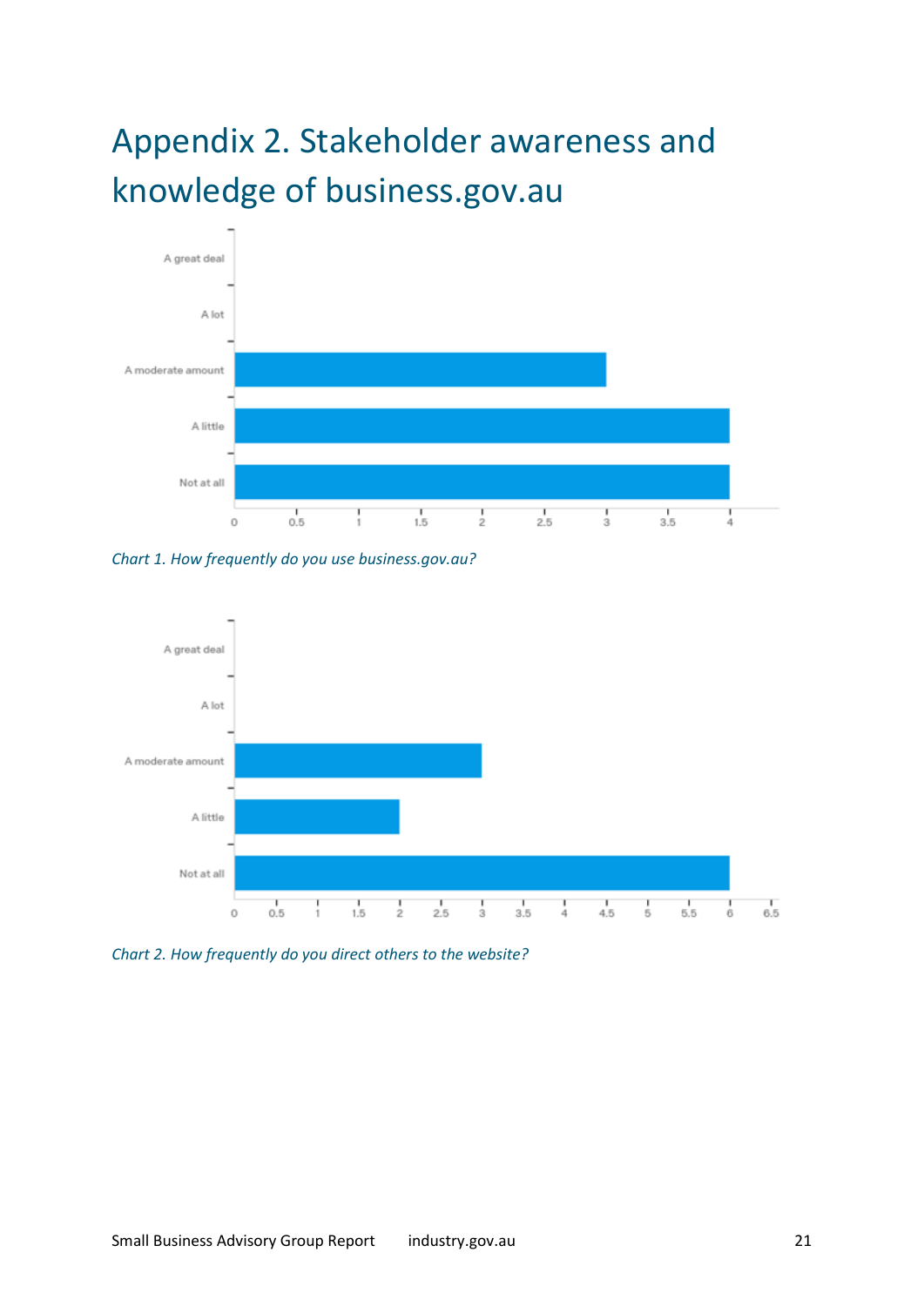# Appendix 2. Stakeholder awareness and knowledge of business.gov.au

| Response | Count |
| --- | --- |
| A great deal | 0 |
| A lot | 0 |
| A moderate amount | 3 |
| A little | 4 |
| Not at all | 4 |

*Chart 1. How frequently do you use business.gov.au?*

| Response | Count |
| --- | --- |
| A great deal | 0 |
| A lot | 0 |
| A moderate amount | 3 |
| A little | 2 |
| Not at all | 6 |

*Chart 2. How frequently do you direct others to the website?*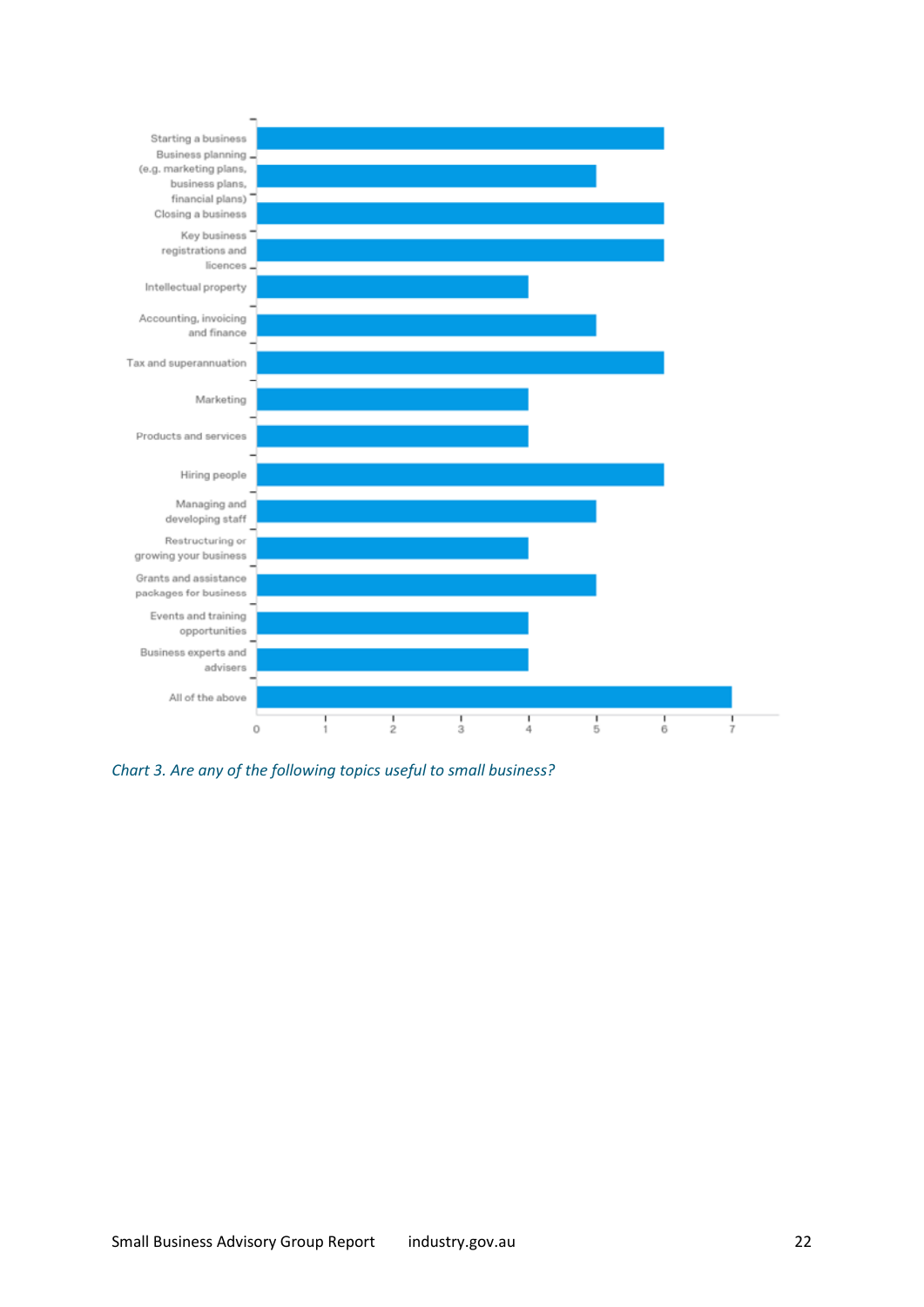| Topic | Responses |
|---|---|
| Starting a business | 6 |
| Business planning (e.g. marketing plans, business plans, financial plans) | 5 |
| Closing a business | 6 |
| Key business registrations and licences | 6 |
| Intellectual property | 4 |
| Accounting, invoicing and finance | 5 |
| Tax and superannuation | 6 |
| Marketing | 4 |
| Products and services | 4 |
| Hiring people | 6 |
| Managing and developing staff | 5 |
| Restructuring or growing your business | 4 |
| Grants and assistance packages for business | 5 |
| Events and training opportunities | 4 |
| Business experts and advisers | 4 |
| All of the above | 7 |

*Chart 3. Are any of the following topics useful to small business?*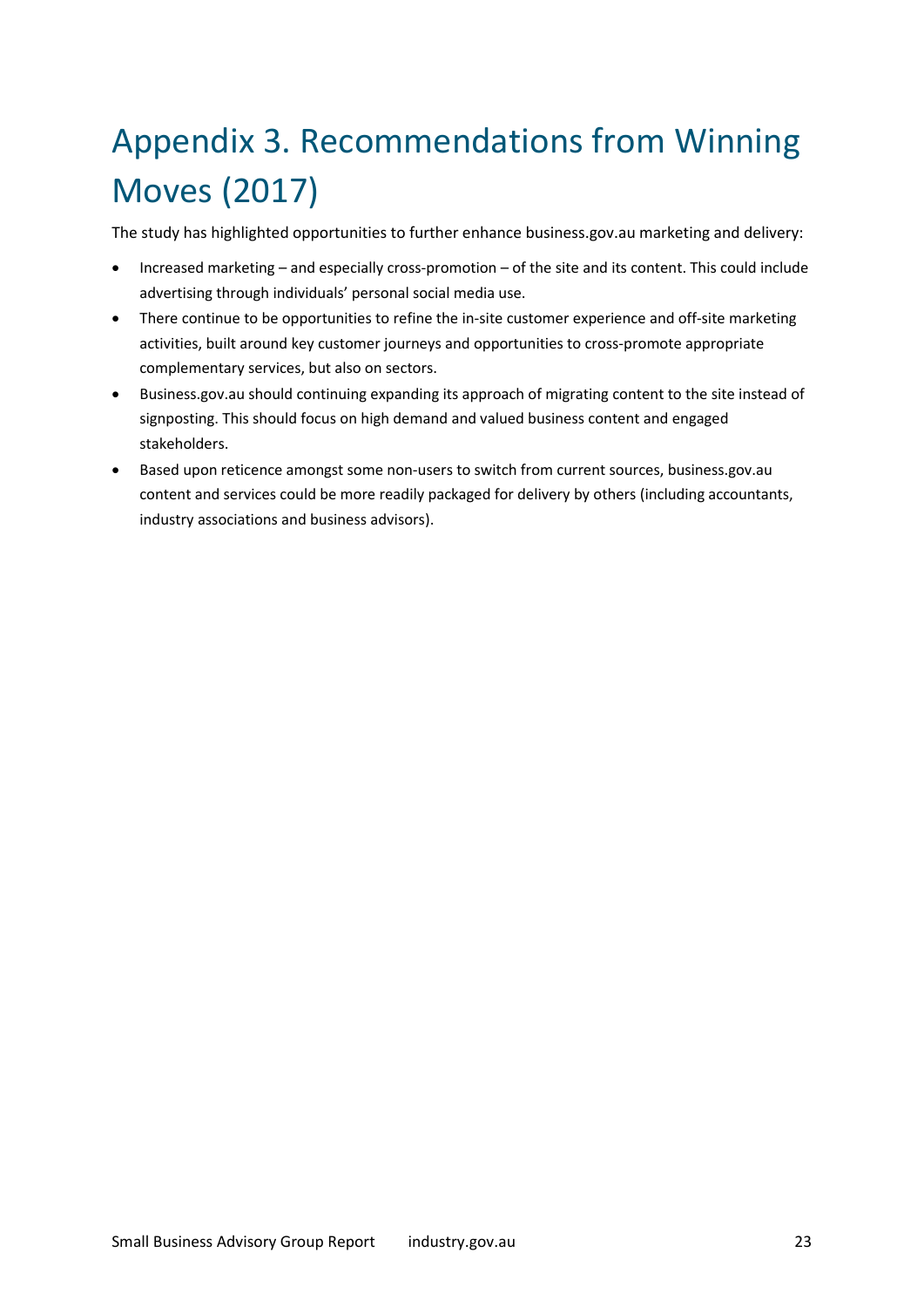# Appendix 3. Recommendations from Winning Moves (2017)

The study has highlighted opportunities to further enhance business.gov.au marketing and delivery:

- Increased marketing – and especially cross-promotion – of the site and its content. This could include advertising through individuals' personal social media use.
- There continue to be opportunities to refine the in-site customer experience and off-site marketing activities, built around key customer journeys and opportunities to cross-promote appropriate complementary services, but also on sectors.
- Business.gov.au should continuing expanding its approach of migrating content to the site instead of signposting. This should focus on high demand and valued business content and engaged stakeholders.
- Based upon reticence amongst some non-users to switch from current sources, business.gov.au content and services could be more readily packaged for delivery by others (including accountants, industry associations and business advisors).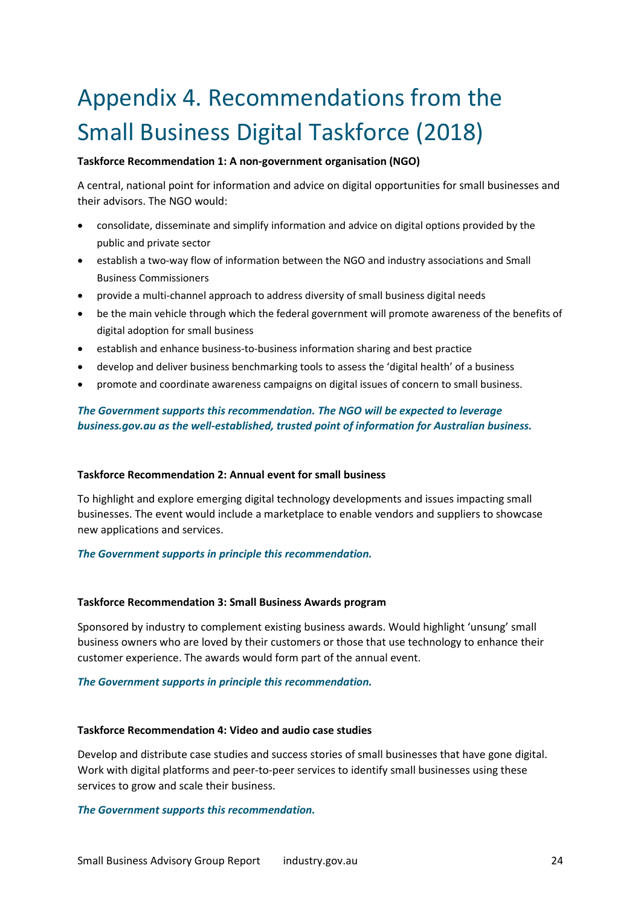# Appendix 4. Recommendations from the Small Business Digital Taskforce (2018)

**Taskforce Recommendation 1: A non-government organisation (NGO)**

A central, national point for information and advice on digital opportunities for small businesses and their advisors. The NGO would:

- consolidate, disseminate and simplify information and advice on digital options provided by the public and private sector
- establish a two-way flow of information between the NGO and industry associations and Small Business Commissioners
- provide a multi-channel approach to address diversity of small business digital needs
- be the main vehicle through which the federal government will promote awareness of the benefits of digital adoption for small business
- establish and enhance business-to-business information sharing and best practice
- develop and deliver business benchmarking tools to assess the 'digital health' of a business
- promote and coordinate awareness campaigns on digital issues of concern to small business.

***The Government supports this recommendation. The NGO will be expected to leverage business.gov.au as the well-established, trusted point of information for Australian business.***

**Taskforce Recommendation 2: Annual event for small business**

To highlight and explore emerging digital technology developments and issues impacting small businesses. The event would include a marketplace to enable vendors and suppliers to showcase new applications and services.

***The Government supports in principle this recommendation.***

**Taskforce Recommendation 3: Small Business Awards program**

Sponsored by industry to complement existing business awards. Would highlight 'unsung' small business owners who are loved by their customers or those that use technology to enhance their customer experience. The awards would form part of the annual event.

***The Government supports in principle this recommendation.***

**Taskforce Recommendation 4: Video and audio case studies**

Develop and distribute case studies and success stories of small businesses that have gone digital. Work with digital platforms and peer-to-peer services to identify small businesses using these services to grow and scale their business.

***The Government supports this recommendation.***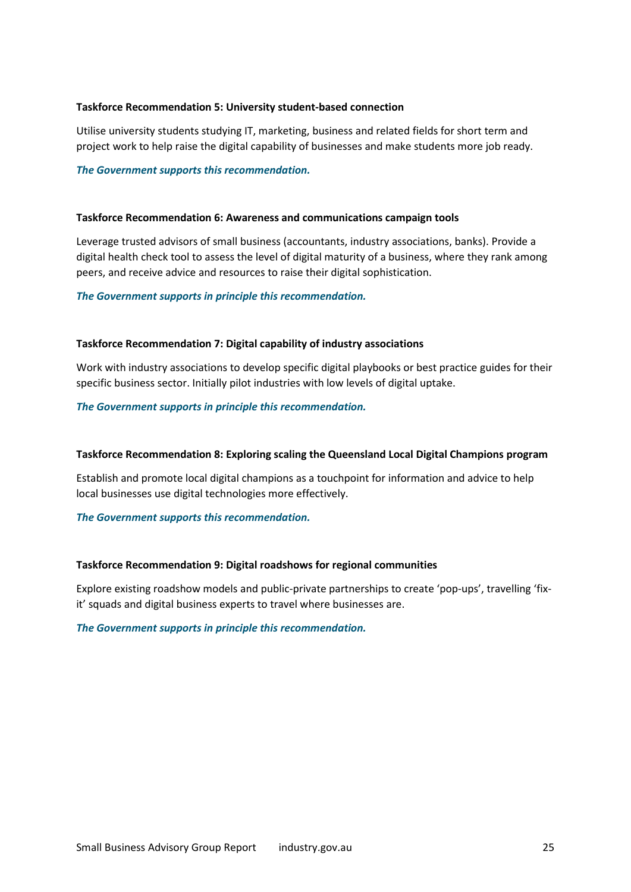**Taskforce Recommendation 5: University student-based connection**

Utilise university students studying IT, marketing, business and related fields for short term and project work to help raise the digital capability of businesses and make students more job ready.

***The Government supports this recommendation.***

**Taskforce Recommendation 6: Awareness and communications campaign tools**

Leverage trusted advisors of small business (accountants, industry associations, banks). Provide a digital health check tool to assess the level of digital maturity of a business, where they rank among peers, and receive advice and resources to raise their digital sophistication.

***The Government supports in principle this recommendation.***

**Taskforce Recommendation 7: Digital capability of industry associations**

Work with industry associations to develop specific digital playbooks or best practice guides for their specific business sector. Initially pilot industries with low levels of digital uptake.

***The Government supports in principle this recommendation.***

**Taskforce Recommendation 8: Exploring scaling the Queensland Local Digital Champions program**

Establish and promote local digital champions as a touchpoint for information and advice to help local businesses use digital technologies more effectively.

***The Government supports this recommendation.***

**Taskforce Recommendation 9: Digital roadshows for regional communities**

Explore existing roadshow models and public-private partnerships to create 'pop-ups', travelling 'fix-it' squads and digital business experts to travel where businesses are.

***The Government supports in principle this recommendation.***